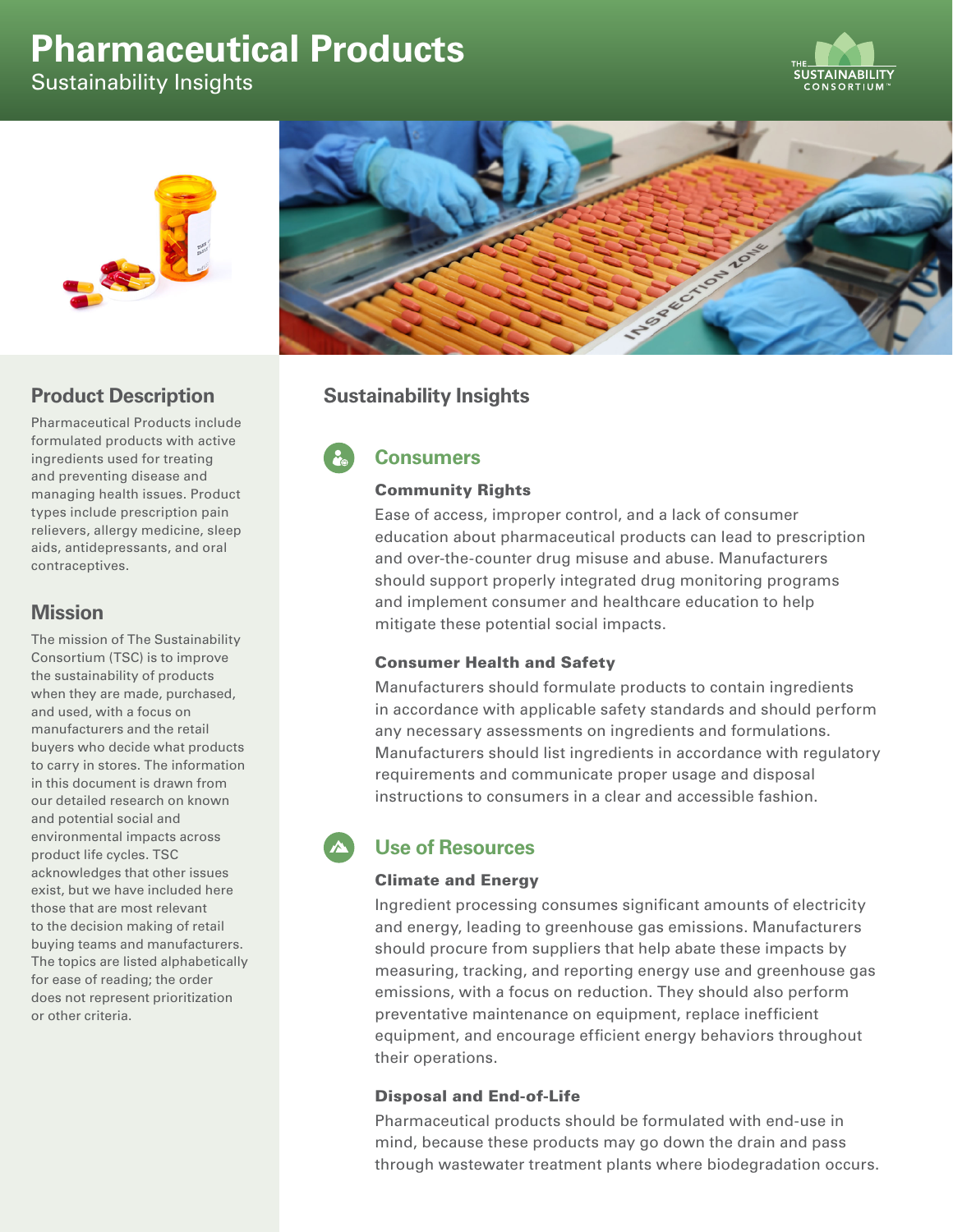# Pharmaceutical Products

Sustainability Insights

## Product Description

Pharmaceutical Products include formulated products with active ingredients used for treating and preventing disease and managing health issues. Product types include prescription pain relievers, allergy medicine, sleep aids, antidepressants, and oral contraceptives.

## Mission

The mission of The Sustainability Consortium (TSC) is to improve the sustainability of products when they are made, purchased, and used, with a focus on manufacturers and the retail buyers who decide what products to carry in stores. The information in this document is drawn from our detailed research on known and potential social and environmental impacts across product life cycles. TSC acknowledges that other issues exist, but we have included here those that are most relevant to the decision making of retail buying teams and manufacturers. The topics are listed alphabetically for ease of reading; the order does not represent prioritization or other criteria.

## Sustainability Insights

### Consumers

**Community Rights**

Ease of access, improper control, and a lack of consumer education about pharmaceutical products can lead to prescription and over-the-counter drug misuse and abuse. Manufacturers should support properly integrated drug monitoring programs and implement consumer and healthcare education to help mitigate these potential social impacts.

**Consumer Health and Safety**

Manufacturers should formulate products to contain ingredients in accordance with applicable safety standards and should perform any necessary assessments on ingredients and formulations. Manufacturers should list ingredients in accordance with regulatory requirements and communicate proper usage and disposal instructions to consumers in a clear and accessible fashion.

### Use of Resources

**Climate and Energy**

Ingredient processing consumes significant amounts of electricity and energy, leading to greenhouse gas emissions. Manufacturers should procure from suppliers that help abate these impacts by measuring, tracking, and reporting energy use and greenhouse gas emissions, with a focus on reduction. They should also perform preventative maintenance on equipment, replace inefficient equipment, and encourage efficient energy behaviors throughout their operations.

**Disposal and End-of-Life**

Pharmaceutical products should be formulated with end-use in mind, because these products may go down the drain and pass through wastewater treatment plants where biodegradation occurs.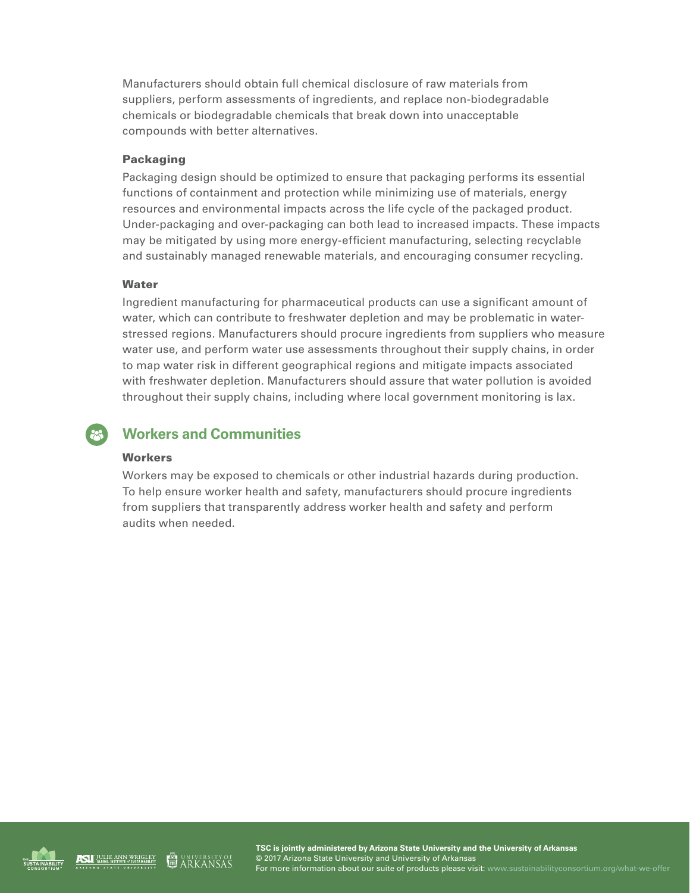Manufacturers should obtain full chemical disclosure of raw materials from suppliers, perform assessments of ingredients, and replace non-biodegradable chemicals or biodegradable chemicals that break down into unacceptable compounds with better alternatives.

### Packaging

Packaging design should be optimized to ensure that packaging performs its essential functions of containment and protection while minimizing use of materials, energy resources and environmental impacts across the life cycle of the packaged product. Under-packaging and over-packaging can both lead to increased impacts. These impacts may be mitigated by using more energy-efficient manufacturing, selecting recyclable and sustainably managed renewable materials, and encouraging consumer recycling.

### Water

Ingredient manufacturing for pharmaceutical products can use a significant amount of water, which can contribute to freshwater depletion and may be problematic in water-stressed regions. Manufacturers should procure ingredients from suppliers who measure water use, and perform water use assessments throughout their supply chains, in order to map water risk in different geographical regions and mitigate impacts associated with freshwater depletion. Manufacturers should assure that water pollution is avoided throughout their supply chains, including where local government monitoring is lax.

## Workers and Communities

### Workers

Workers may be exposed to chemicals or other industrial hazards during production. To help ensure worker health and safety, manufacturers should procure ingredients from suppliers that transparently address worker health and safety and perform audits when needed.

**TSC is jointly administered by Arizona State University and the University of Arkansas**
© 2017 Arizona State University and University of Arkansas
For more information about our suite of products please visit: www.sustainabilityconsortium.org/what-we-offer